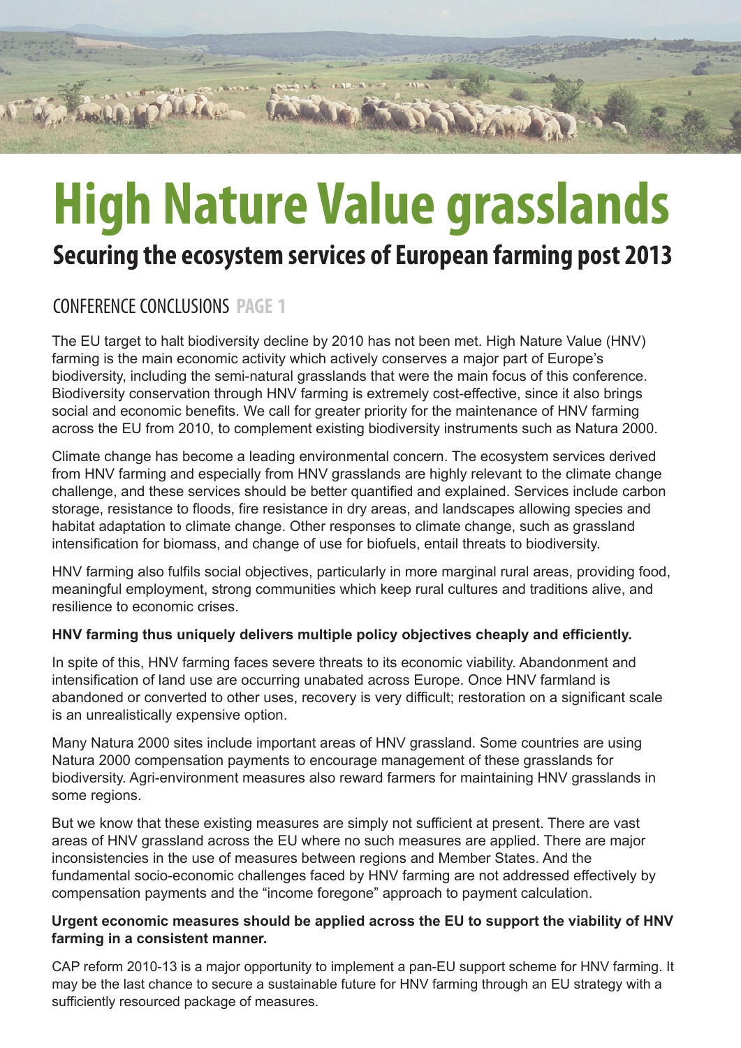# High Nature Value grasslands

## Securing the ecosystem services of European farming post 2013

### CONFERENCE CONCLUSIONS **PAGE 1**

The EU target to halt biodiversity decline by 2010 has not been met. High Nature Value (HNV) farming is the main economic activity which actively conserves a major part of Europe's biodiversity, including the semi-natural grasslands that were the main focus of this conference. Biodiversity conservation through HNV farming is extremely cost-effective, since it also brings social and economic benefits. We call for greater priority for the maintenance of HNV farming across the EU from 2010, to complement existing biodiversity instruments such as Natura 2000.

Climate change has become a leading environmental concern. The ecosystem services derived from HNV farming and especially from HNV grasslands are highly relevant to the climate change challenge, and these services should be better quantified and explained. Services include carbon storage, resistance to floods, fire resistance in dry areas, and landscapes allowing species and habitat adaptation to climate change. Other responses to climate change, such as grassland intensification for biomass, and change of use for biofuels, entail threats to biodiversity.

HNV farming also fulfils social objectives, particularly in more marginal rural areas, providing food, meaningful employment, strong communities which keep rural cultures and traditions alive, and resilience to economic crises.

**HNV farming thus uniquely delivers multiple policy objectives cheaply and efficiently.**

In spite of this, HNV farming faces severe threats to its economic viability. Abandonment and intensification of land use are occurring unabated across Europe. Once HNV farmland is abandoned or converted to other uses, recovery is very difficult; restoration on a significant scale is an unrealistically expensive option.

Many Natura 2000 sites include important areas of HNV grassland. Some countries are using Natura 2000 compensation payments to encourage management of these grasslands for biodiversity. Agri-environment measures also reward farmers for maintaining HNV grasslands in some regions.

But we know that these existing measures are simply not sufficient at present. There are vast areas of HNV grassland across the EU where no such measures are applied. There are major inconsistencies in the use of measures between regions and Member States. And the fundamental socio-economic challenges faced by HNV farming are not addressed effectively by compensation payments and the "income foregone" approach to payment calculation.

**Urgent economic measures should be applied across the EU to support the viability of HNV farming in a consistent manner.**

CAP reform 2010-13 is a major opportunity to implement a pan-EU support scheme for HNV farming. It may be the last chance to secure a sustainable future for HNV farming through an EU strategy with a sufficiently resourced package of measures.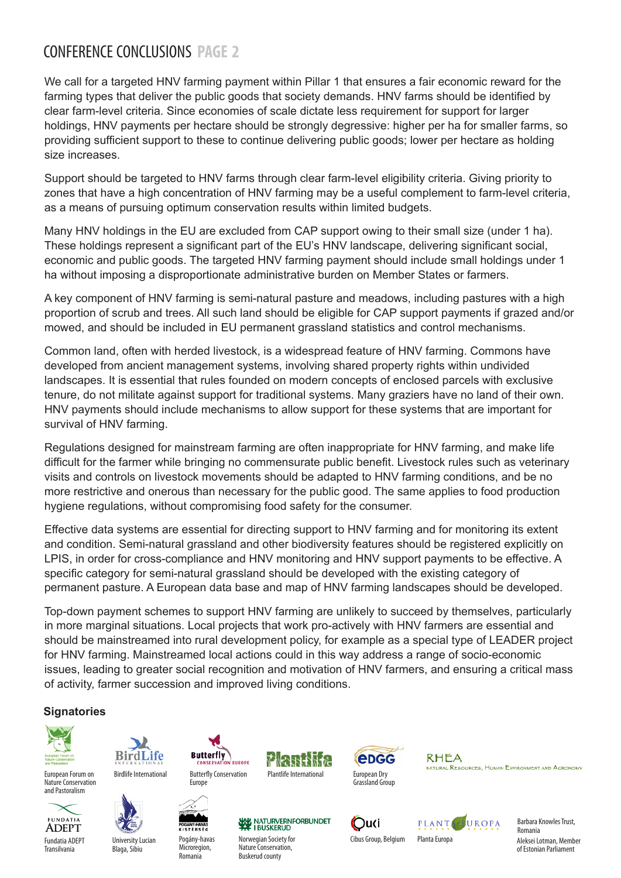## CONFERENCE CONCLUSIONS PAGE 2

We call for a targeted HNV farming payment within Pillar 1 that ensures a fair economic reward for the farming types that deliver the public goods that society demands. HNV farms should be identified by clear farm-level criteria. Since economies of scale dictate less requirement for support for larger holdings, HNV payments per hectare should be strongly degressive: higher per ha for smaller farms, so providing sufficient support to these to continue delivering public goods; lower per hectare as holding size increases.

Support should be targeted to HNV farms through clear farm-level eligibility criteria. Giving priority to zones that have a high concentration of HNV farming may be a useful complement to farm-level criteria, as a means of pursuing optimum conservation results within limited budgets.

Many HNV holdings in the EU are excluded from CAP support owing to their small size (under 1 ha). These holdings represent a significant part of the EU's HNV landscape, delivering significant social, economic and public goods. The targeted HNV farming payment should include small holdings under 1 ha without imposing a disproportionate administrative burden on Member States or farmers.

A key component of HNV farming is semi-natural pasture and meadows, including pastures with a high proportion of scrub and trees. All such land should be eligible for CAP support payments if grazed and/or mowed, and should be included in EU permanent grassland statistics and control mechanisms.

Common land, often with herded livestock, is a widespread feature of HNV farming. Commons have developed from ancient management systems, involving shared property rights within undivided landscapes. It is essential that rules founded on modern concepts of enclosed parcels with exclusive tenure, do not militate against support for traditional systems. Many graziers have no land of their own. HNV payments should include mechanisms to allow support for these systems that are important for survival of HNV farming.

Regulations designed for mainstream farming are often inappropriate for HNV farming, and make life difficult for the farmer while bringing no commensurate public benefit. Livestock rules such as veterinary visits and controls on livestock movements should be adapted to HNV farming conditions, and be no more restrictive and onerous than necessary for the public good. The same applies to food production hygiene regulations, without compromising food safety for the consumer.

Effective data systems are essential for directing support to HNV farming and for monitoring its extent and condition. Semi-natural grassland and other biodiversity features should be registered explicitly on LPIS, in order for cross-compliance and HNV monitoring and HNV support payments to be effective. A specific category for semi-natural grassland should be developed with the existing category of permanent pasture. A European data base and map of HNV farming landscapes should be developed.

Top-down payment schemes to support HNV farming are unlikely to succeed by themselves, particularly in more marginal situations. Local projects that work pro-actively with HNV farmers are essential and should be mainstreamed into rural development policy, for example as a special type of LEADER project for HNV farming. Mainstreamed local actions could in this way address a range of socio-economic issues, leading to greater social recognition and motivation of HNV farmers, and ensuring a critical mass of activity, farmer succession and improved living conditions.

### Signatories

- European Forum on Nature Conservation and Pastoralism
- Birdlife International
- Butterfly Conservation Europe
- Plantlife International
- European Dry Grassland Group
- RHEA Natural Resources, Human Environment and Agronomy
- Fundatia ADEPT Transilvania
- University Lucian Blaga, Sibiu
- Pogány-havas Microregion, Romania
- Norwegian Society for Nature Conservation, Buskerud county
- Cibus Group, Belgium
- Planta Europa
- Barbara Knowles Trust, Romania
- Aleksei Lotman, Member of Estonian Parliament